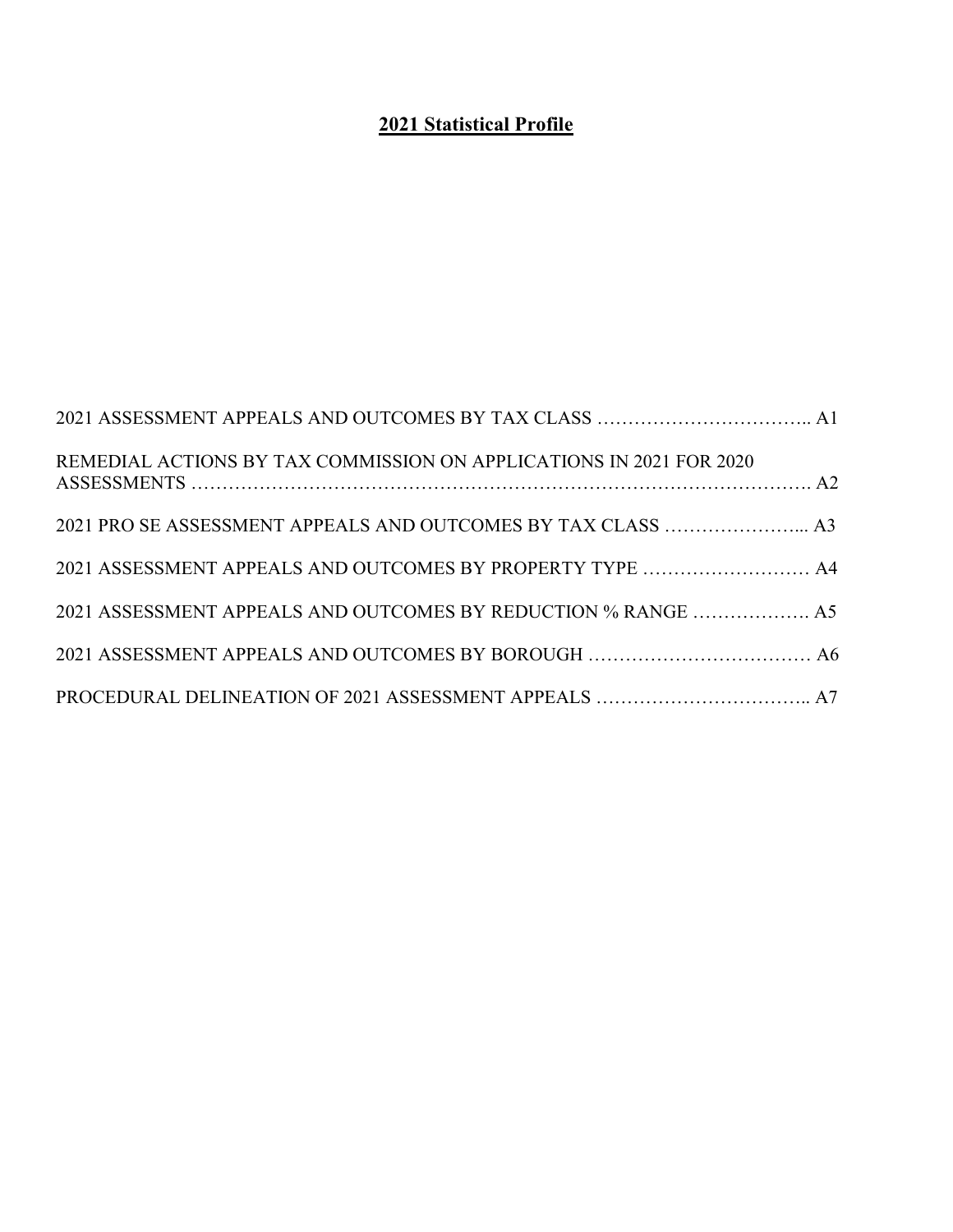# 2021 Statistical Profile

| | |
|---|---|
| 2021 ASSESSMENT APPEALS AND OUTCOMES BY TAX CLASS | A1 |
| REMEDIAL ACTIONS BY TAX COMMISSION ON APPLICATIONS IN 2021 FOR 2020 ASSESSMENTS | A2 |
| 2021 PRO SE ASSESSMENT APPEALS AND OUTCOMES BY TAX CLASS | A3 |
| 2021 ASSESSMENT APPEALS AND OUTCOMES BY PROPERTY TYPE | A4 |
| 2021 ASSESSMENT APPEALS AND OUTCOMES BY REDUCTION % RANGE | A5 |
| 2021 ASSESSMENT APPEALS AND OUTCOMES BY BOROUGH | A6 |
| PROCEDURAL DELINEATION OF 2021 ASSESSMENT APPEALS | A7 |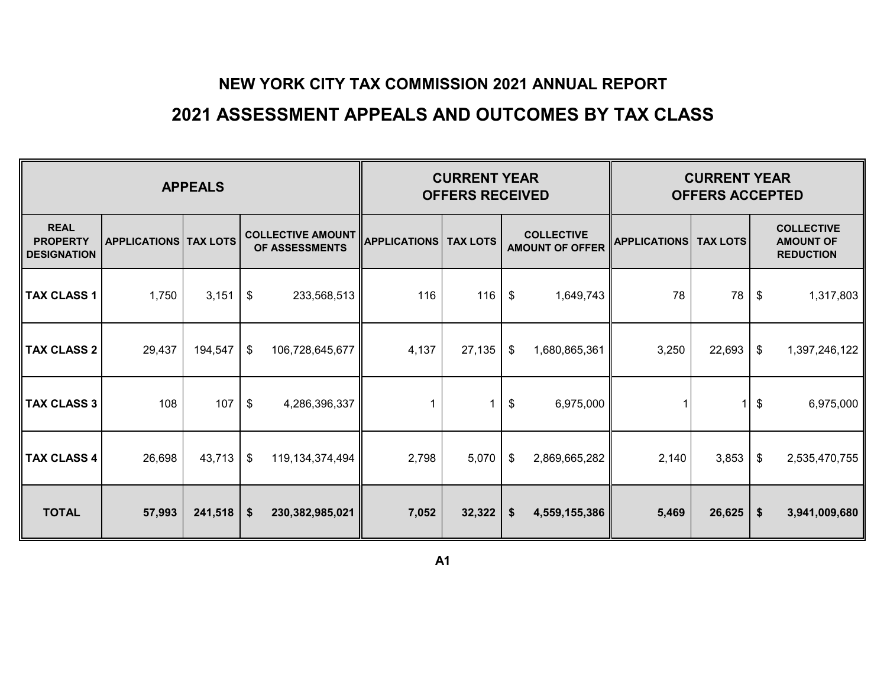# NEW YORK CITY TAX COMMISSION 2021 ANNUAL REPORT

## 2021 ASSESSMENT APPEALS AND OUTCOMES BY TAX CLASS

| APPEALS | | | | CURRENT YEAR OFFERS RECEIVED | | | CURRENT YEAR OFFERS ACCEPTED | | |
|---|---|---|---|---|---|---|---|---|---|
| REAL PROPERTY DESIGNATION | APPLICATIONS | TAX LOTS | COLLECTIVE AMOUNT OF ASSESSMENTS | APPLICATIONS | TAX LOTS | COLLECTIVE AMOUNT OF OFFER | APPLICATIONS | TAX LOTS | COLLECTIVE AMOUNT OF REDUCTION |
| TAX CLASS 1 | 1,750 | 3,151 | $ 233,568,513 | 116 | 116 | $ 1,649,743 | 78 | 78 | $ 1,317,803 |
| TAX CLASS 2 | 29,437 | 194,547 | $ 106,728,645,677 | 4,137 | 27,135 | $ 1,680,865,361 | 3,250 | 22,693 | $ 1,397,246,122 |
| TAX CLASS 3 | 108 | 107 | $ 4,286,396,337 | 1 | 1 | $ 6,975,000 | 1 | 1 | $ 6,975,000 |
| TAX CLASS 4 | 26,698 | 43,713 | $ 119,134,374,494 | 2,798 | 5,070 | $ 2,869,665,282 | 2,140 | 3,853 | $ 2,535,470,755 |
| **TOTAL** | **57,993** | **241,518** | **$ 230,382,985,021** | **7,052** | **32,322** | **$ 4,559,155,386** | **5,469** | **26,625** | **$ 3,941,009,680** |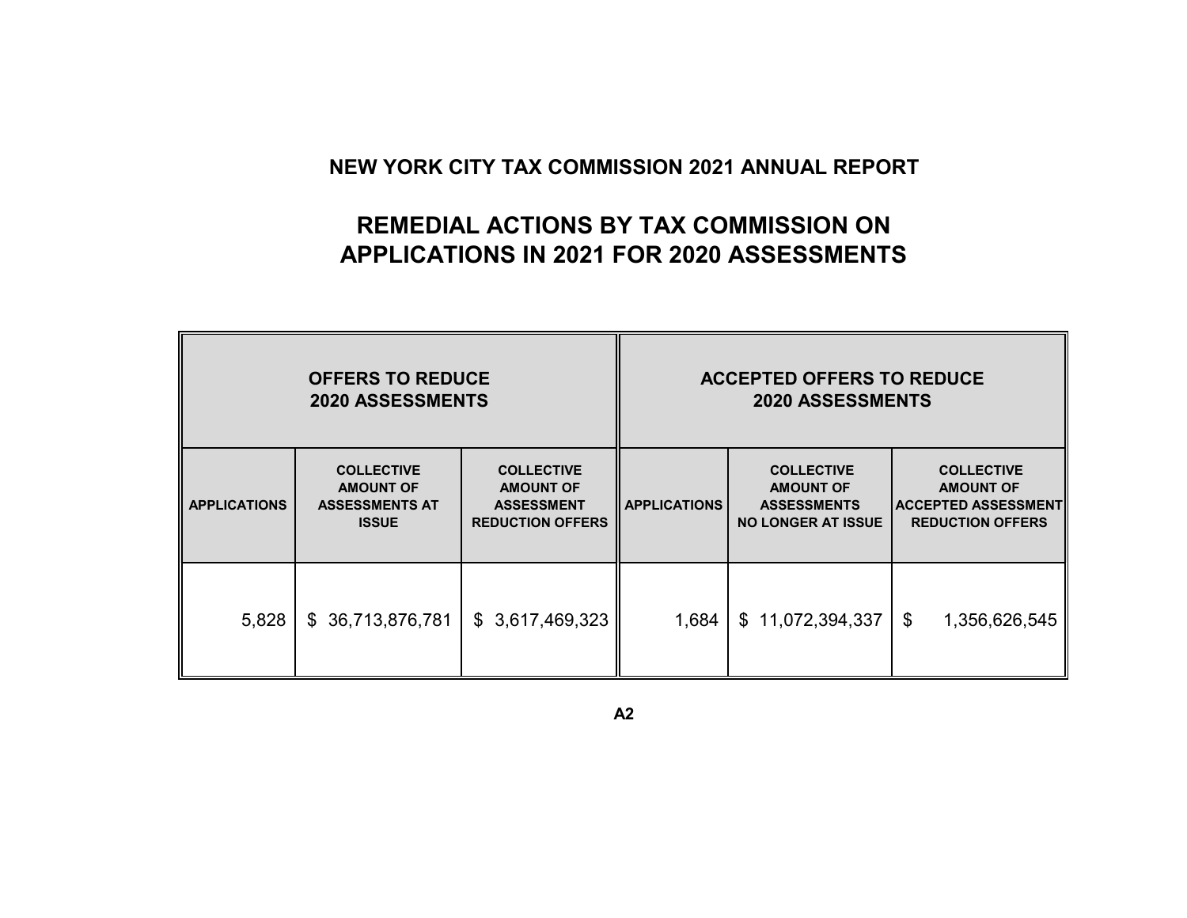## NEW YORK CITY TAX COMMISSION 2021 ANNUAL REPORT

# REMEDIAL ACTIONS BY TAX COMMISSION ON APPLICATIONS IN 2021 FOR 2020 ASSESSMENTS

| OFFERS TO REDUCE 2020 ASSESSMENTS | | | ACCEPTED OFFERS TO REDUCE 2020 ASSESSMENTS | | |
|---|---|---|---|---|---|
| **APPLICATIONS** | **COLLECTIVE AMOUNT OF ASSESSMENTS AT ISSUE** | **COLLECTIVE AMOUNT OF ASSESSMENT REDUCTION OFFERS** | **APPLICATIONS** | **COLLECTIVE AMOUNT OF ASSESSMENTS NO LONGER AT ISSUE** | **COLLECTIVE AMOUNT OF ACCEPTED ASSESSMENT REDUCTION OFFERS** |
| 5,828 | $ 36,713,876,781 | $ 3,617,469,323 | 1,684 | $ 11,072,394,337 | $ 1,356,626,545 |

A2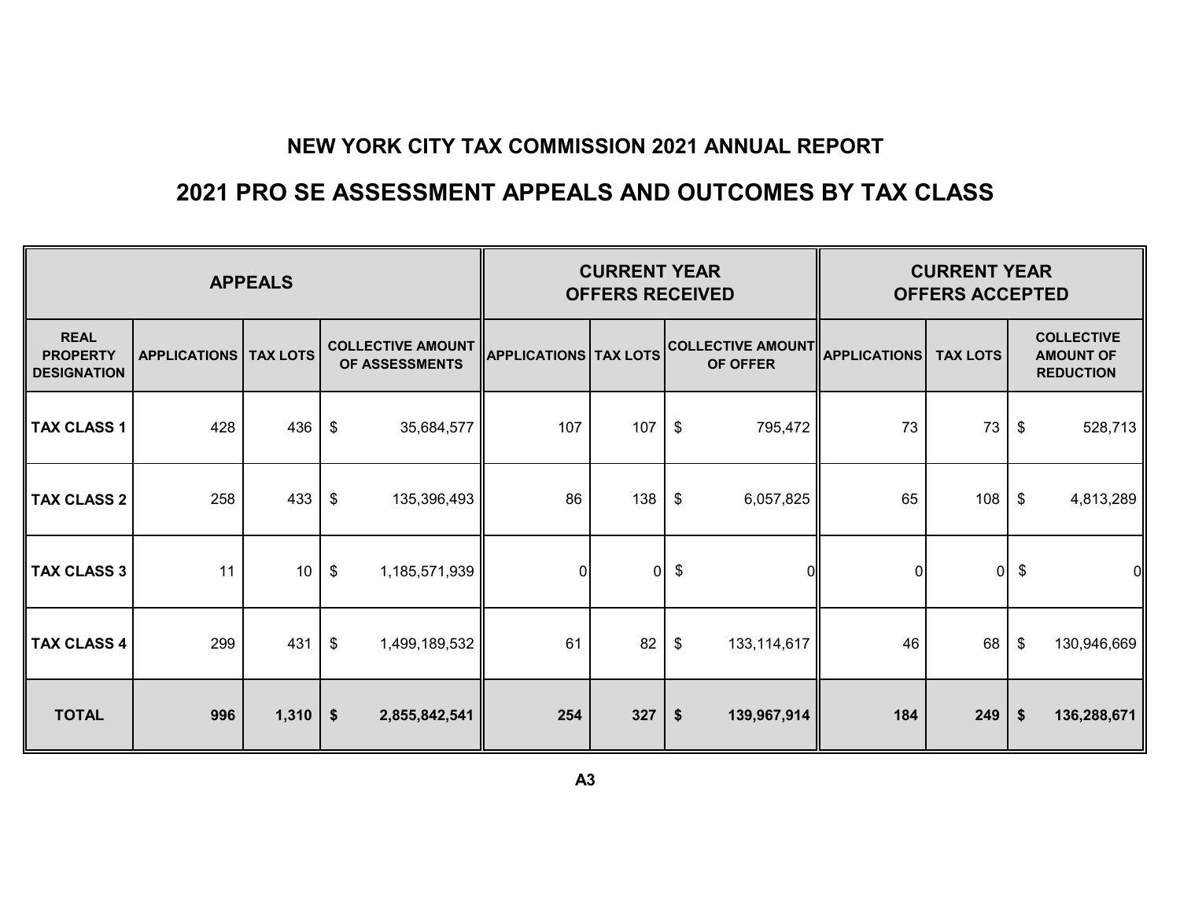## NEW YORK CITY TAX COMMISSION 2021 ANNUAL REPORT

# 2021 PRO SE ASSESSMENT APPEALS AND OUTCOMES BY TAX CLASS

| APPEALS | | | | CURRENT YEAR OFFERS RECEIVED | | | CURRENT YEAR OFFERS ACCEPTED | | |
|---|---|---|---|---|---|---|---|---|---|
| REAL PROPERTY DESIGNATION | APPLICATIONS | TAX LOTS | COLLECTIVE AMOUNT OF ASSESSMENTS | APPLICATIONS | TAX LOTS | COLLECTIVE AMOUNT OF OFFER | APPLICATIONS | TAX LOTS | COLLECTIVE AMOUNT OF REDUCTION |
| TAX CLASS 1 | 428 | 436 | $ 35,684,577 | 107 | 107 | $ 795,472 | 73 | 73 | $ 528,713 |
| TAX CLASS 2 | 258 | 433 | $ 135,396,493 | 86 | 138 | $ 6,057,825 | 65 | 108 | $ 4,813,289 |
| TAX CLASS 3 | 11 | 10 | $ 1,185,571,939 | 0 | 0 | $ 0 | 0 | 0 | $ 0 |
| TAX CLASS 4 | 299 | 431 | $ 1,499,189,532 | 61 | 82 | $ 133,114,617 | 46 | 68 | $ 130,946,669 |
| **TOTAL** | **996** | **1,310** | **$ 2,855,842,541** | **254** | **327** | **$ 139,967,914** | **184** | **249** | **$ 136,288,671** |

**A3**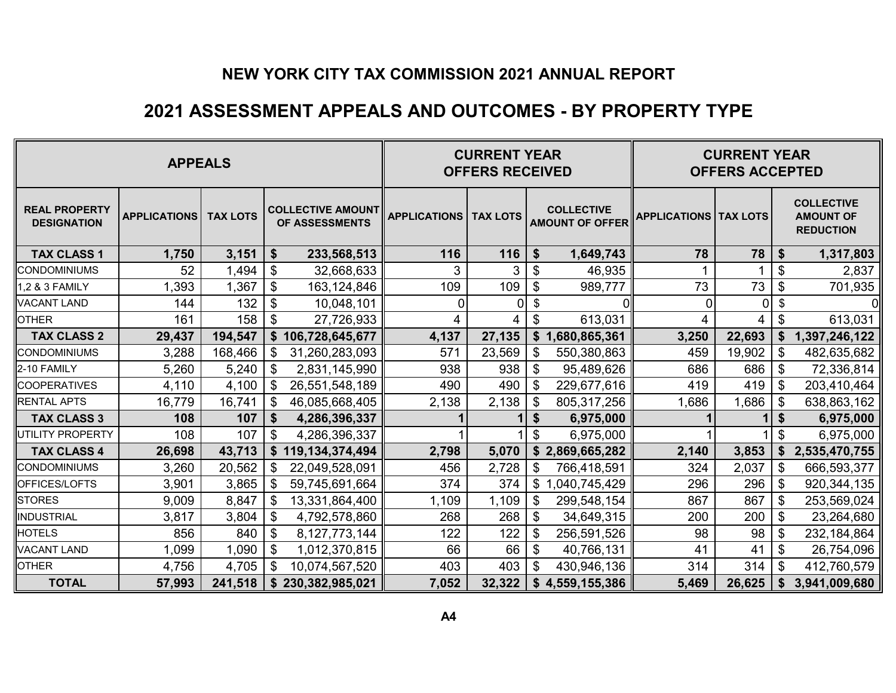## NEW YORK CITY TAX COMMISSION 2021 ANNUAL REPORT

# 2021 ASSESSMENT APPEALS AND OUTCOMES - BY PROPERTY TYPE

| APPEALS | | | | CURRENT YEAR OFFERS RECEIVED | | | CURRENT YEAR OFFERS ACCEPTED | | |
|---|---|---|---|---|---|---|---|---|---|
| **REAL PROPERTY DESIGNATION** | **APPLICATIONS** | **TAX LOTS** | **COLLECTIVE AMOUNT OF ASSESSMENTS** | **APPLICATIONS** | **TAX LOTS** | **COLLECTIVE AMOUNT OF OFFER** | **APPLICATIONS** | **TAX LOTS** | **COLLECTIVE AMOUNT OF REDUCTION** |
| **TAX CLASS 1** | **1,750** | **3,151** | **$ 233,568,513** | **116** | **116** | **$ 1,649,743** | **78** | **78** | **$ 1,317,803** |
| CONDOMINIUMS | 52 | 1,494 | $ 32,668,633 | 3 | 3 | $ 46,935 | 1 | 1 | $ 2,837 |
| 1,2 & 3 FAMILY | 1,393 | 1,367 | $ 163,124,846 | 109 | 109 | $ 989,777 | 73 | 73 | $ 701,935 |
| VACANT LAND | 144 | 132 | $ 10,048,101 | 0 | 0 | $ 0 | 0 | 0 | $ 0 |
| OTHER | 161 | 158 | $ 27,726,933 | 4 | 4 | $ 613,031 | 4 | 4 | $ 613,031 |
| **TAX CLASS 2** | **29,437** | **194,547** | **$ 106,728,645,677** | **4,137** | **27,135** | **$ 1,680,865,361** | **3,250** | **22,693** | **$ 1,397,246,122** |
| CONDOMINIUMS | 3,288 | 168,466 | $ 31,260,283,093 | 571 | 23,569 | $ 550,380,863 | 459 | 19,902 | $ 482,635,682 |
| 2-10 FAMILY | 5,260 | 5,240 | $ 2,831,145,990 | 938 | 938 | $ 95,489,626 | 686 | 686 | $ 72,336,814 |
| COOPERATIVES | 4,110 | 4,100 | $ 26,551,548,189 | 490 | 490 | $ 229,677,616 | 419 | 419 | $ 203,410,464 |
| RENTAL APTS | 16,779 | 16,741 | $ 46,085,668,405 | 2,138 | 2,138 | $ 805,317,256 | 1,686 | 1,686 | $ 638,863,162 |
| **TAX CLASS 3** | **108** | **107** | **$ 4,286,396,337** | **1** | **1** | **$ 6,975,000** | **1** | **1** | **$ 6,975,000** |
| UTILITY PROPERTY | 108 | 107 | $ 4,286,396,337 | 1 | 1 | $ 6,975,000 | 1 | 1 | $ 6,975,000 |
| **TAX CLASS 4** | **26,698** | **43,713** | **$ 119,134,374,494** | **2,798** | **5,070** | **$ 2,869,665,282** | **2,140** | **3,853** | **$ 2,535,470,755** |
| CONDOMINIUMS | 3,260 | 20,562 | $ 22,049,528,091 | 456 | 2,728 | $ 766,418,591 | 324 | 2,037 | $ 666,593,377 |
| OFFICES/LOFTS | 3,901 | 3,865 | $ 59,745,691,664 | 374 | 374 | $ 1,040,745,429 | 296 | 296 | $ 920,344,135 |
| STORES | 9,009 | 8,847 | $ 13,331,864,400 | 1,109 | 1,109 | $ 299,548,154 | 867 | 867 | $ 253,569,024 |
| INDUSTRIAL | 3,817 | 3,804 | $ 4,792,578,860 | 268 | 268 | $ 34,649,315 | 200 | 200 | $ 23,264,680 |
| HOTELS | 856 | 840 | $ 8,127,773,144 | 122 | 122 | $ 256,591,526 | 98 | 98 | $ 232,184,864 |
| VACANT LAND | 1,099 | 1,090 | $ 1,012,370,815 | 66 | 66 | $ 40,766,131 | 41 | 41 | $ 26,754,096 |
| OTHER | 4,756 | 4,705 | $ 10,074,567,520 | 403 | 403 | $ 430,946,136 | 314 | 314 | $ 412,760,579 |
| **TOTAL** | **57,993** | **241,518** | **$ 230,382,985,021** | **7,052** | **32,322** | **$ 4,559,155,386** | **5,469** | **26,625** | **$ 3,941,009,680** |

**A4**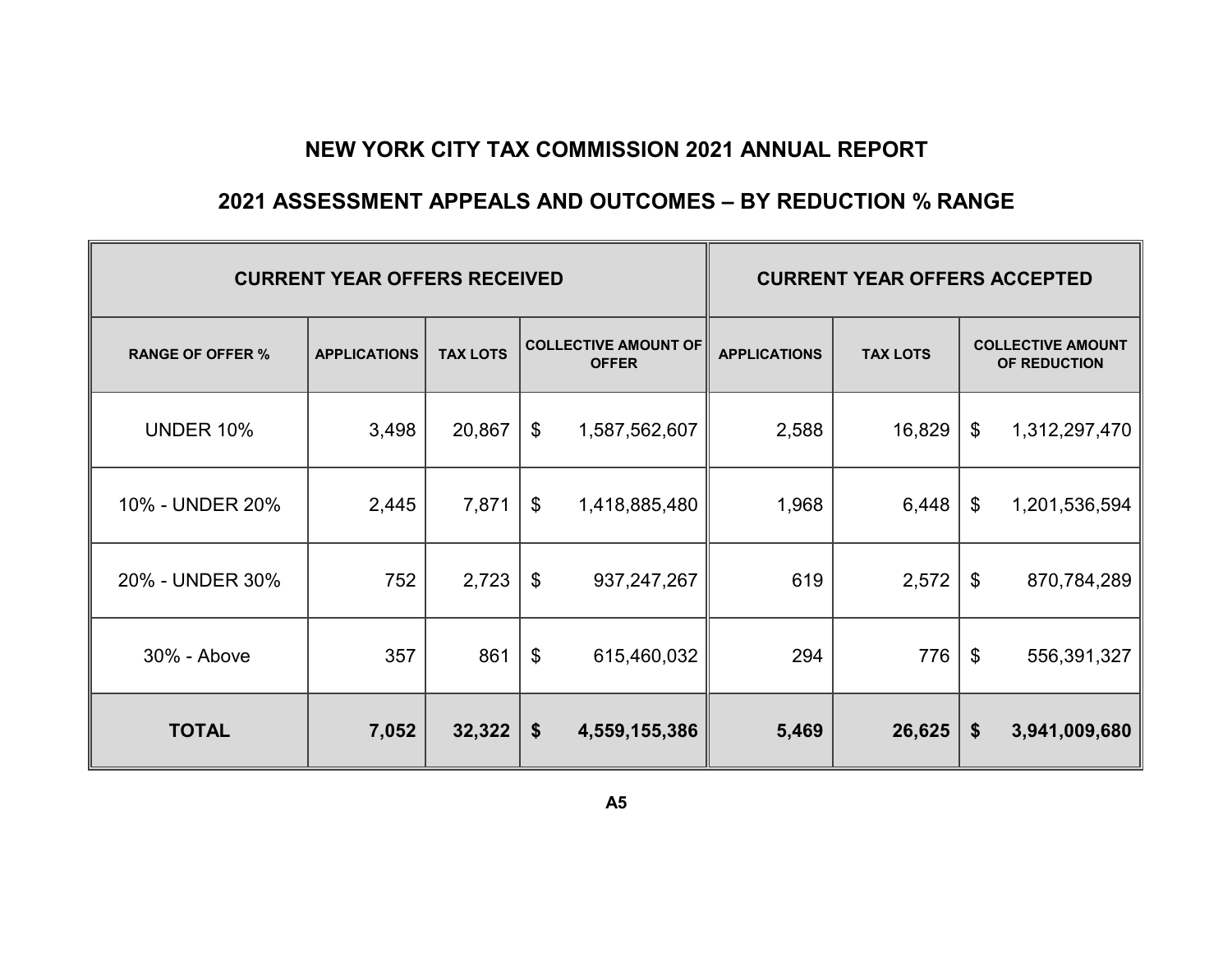# NEW YORK CITY TAX COMMISSION 2021 ANNUAL REPORT

## 2021 ASSESSMENT APPEALS AND OUTCOMES – BY REDUCTION % RANGE

| CURRENT YEAR OFFERS RECEIVED | | | | CURRENT YEAR OFFERS ACCEPTED | | |
|---|---|---|---|---|---|---|
| RANGE OF OFFER % | APPLICATIONS | TAX LOTS | COLLECTIVE AMOUNT OF OFFER | APPLICATIONS | TAX LOTS | COLLECTIVE AMOUNT OF REDUCTION |
| UNDER 10% | 3,498 | 20,867 | $ 1,587,562,607 | 2,588 | 16,829 | $ 1,312,297,470 |
| 10% - UNDER 20% | 2,445 | 7,871 | $ 1,418,885,480 | 1,968 | 6,448 | $ 1,201,536,594 |
| 20% - UNDER 30% | 752 | 2,723 | $ 937,247,267 | 619 | 2,572 | $ 870,784,289 |
| 30% - Above | 357 | 861 | $ 615,460,032 | 294 | 776 | $ 556,391,327 |
| **TOTAL** | **7,052** | **32,322** | **$ 4,559,155,386** | **5,469** | **26,625** | **$ 3,941,009,680** |

**A5**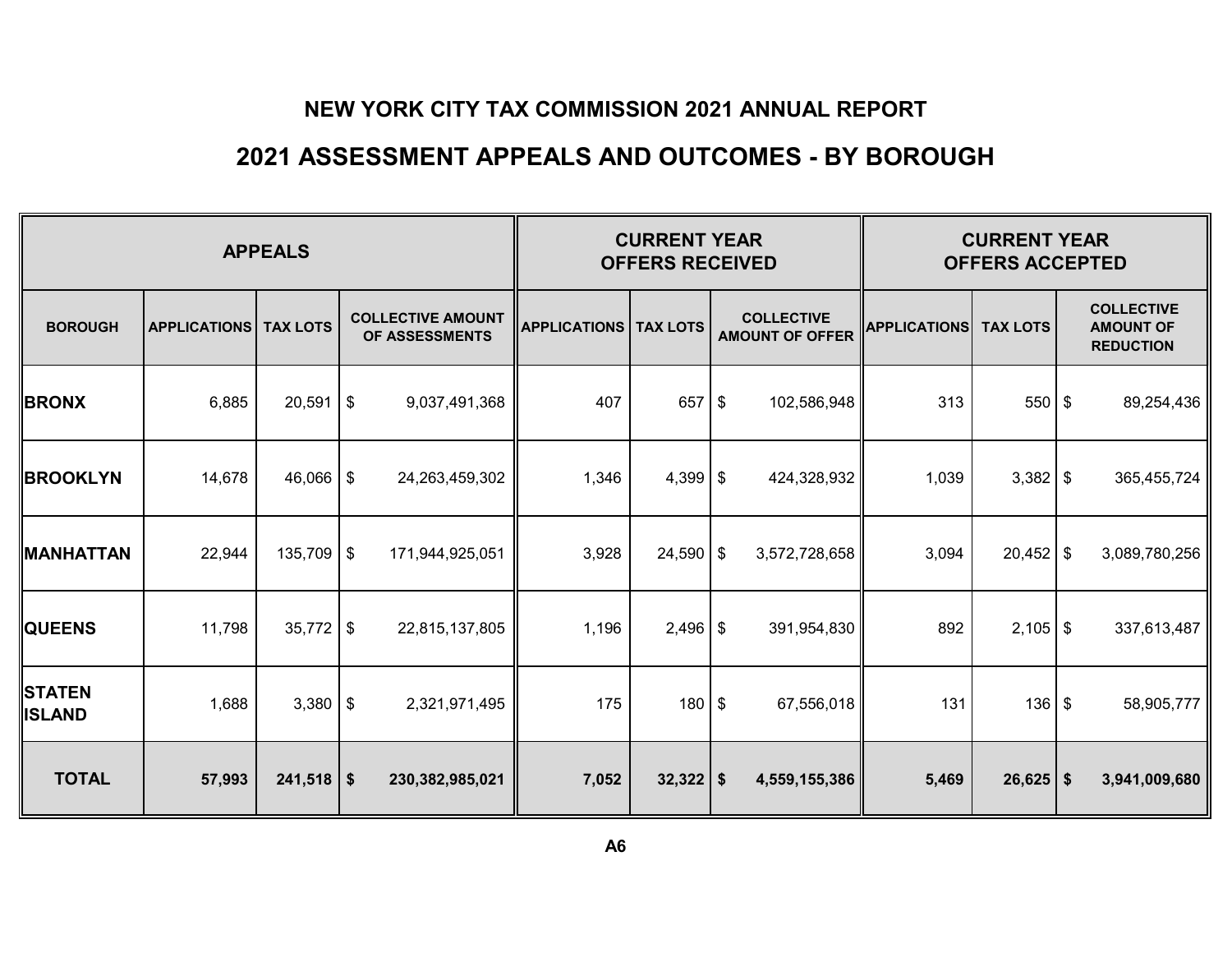# NEW YORK CITY TAX COMMISSION 2021 ANNUAL REPORT

## 2021 ASSESSMENT APPEALS AND OUTCOMES - BY BOROUGH

| APPEALS | | | | CURRENT YEAR OFFERS RECEIVED | | | CURRENT YEAR OFFERS ACCEPTED | | |
|---|---|---|---|---|---|---|---|---|---|
| BOROUGH | APPLICATIONS | TAX LOTS | COLLECTIVE AMOUNT OF ASSESSMENTS | APPLICATIONS | TAX LOTS | COLLECTIVE AMOUNT OF OFFER | APPLICATIONS | TAX LOTS | COLLECTIVE AMOUNT OF REDUCTION |
| **BRONX** | 6,885 | 20,591 | $ 9,037,491,368 | 407 | 657 | $ 102,586,948 | 313 | 550 | $ 89,254,436 |
| **BROOKLYN** | 14,678 | 46,066 | $ 24,263,459,302 | 1,346 | 4,399 | $ 424,328,932 | 1,039 | 3,382 | $ 365,455,724 |
| **MANHATTAN** | 22,944 | 135,709 | $ 171,944,925,051 | 3,928 | 24,590 | $ 3,572,728,658 | 3,094 | 20,452 | $ 3,089,780,256 |
| **QUEENS** | 11,798 | 35,772 | $ 22,815,137,805 | 1,196 | 2,496 | $ 391,954,830 | 892 | 2,105 | $ 337,613,487 |
| **STATEN ISLAND** | 1,688 | 3,380 | $ 2,321,971,495 | 175 | 180 | $ 67,556,018 | 131 | 136 | $ 58,905,777 |
| **TOTAL** | **57,993** | **241,518** | **$ 230,382,985,021** | **7,052** | **32,322** | **$ 4,559,155,386** | **5,469** | **26,625** | **$ 3,941,009,680** |

A6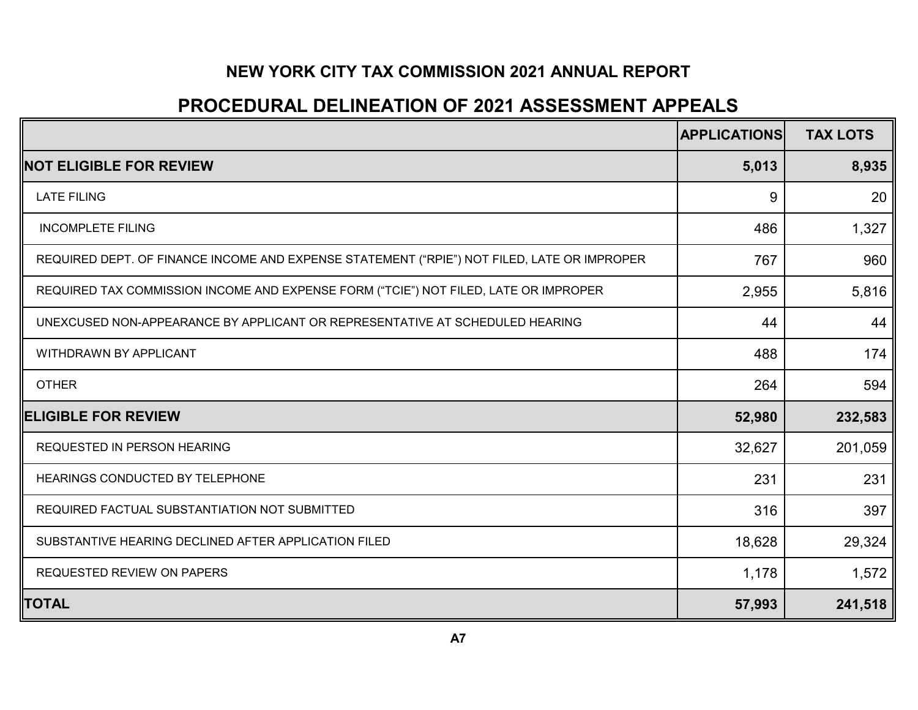# NEW YORK CITY TAX COMMISSION 2021 ANNUAL REPORT

## PROCEDURAL DELINEATION OF 2021 ASSESSMENT APPEALS

| | APPLICATIONS | TAX LOTS |
|---|---|---|
| **NOT ELIGIBLE FOR REVIEW** | **5,013** | **8,935** |
| LATE FILING | 9 | 20 |
| INCOMPLETE FILING | 486 | 1,327 |
| REQUIRED DEPT. OF FINANCE INCOME AND EXPENSE STATEMENT ("RPIE") NOT FILED, LATE OR IMPROPER | 767 | 960 |
| REQUIRED TAX COMMISSION INCOME AND EXPENSE FORM ("TCIE") NOT FILED, LATE OR IMPROPER | 2,955 | 5,816 |
| UNEXCUSED NON-APPEARANCE BY APPLICANT OR REPRESENTATIVE AT SCHEDULED HEARING | 44 | 44 |
| WITHDRAWN BY APPLICANT | 488 | 174 |
| OTHER | 264 | 594 |
| **ELIGIBLE FOR REVIEW** | **52,980** | **232,583** |
| REQUESTED IN PERSON HEARING | 32,627 | 201,059 |
| HEARINGS CONDUCTED BY TELEPHONE | 231 | 231 |
| REQUIRED FACTUAL SUBSTANTIATION NOT SUBMITTED | 316 | 397 |
| SUBSTANTIVE HEARING DECLINED AFTER APPLICATION FILED | 18,628 | 29,324 |
| REQUESTED REVIEW ON PAPERS | 1,178 | 1,572 |
| **TOTAL** | **57,993** | **241,518** |